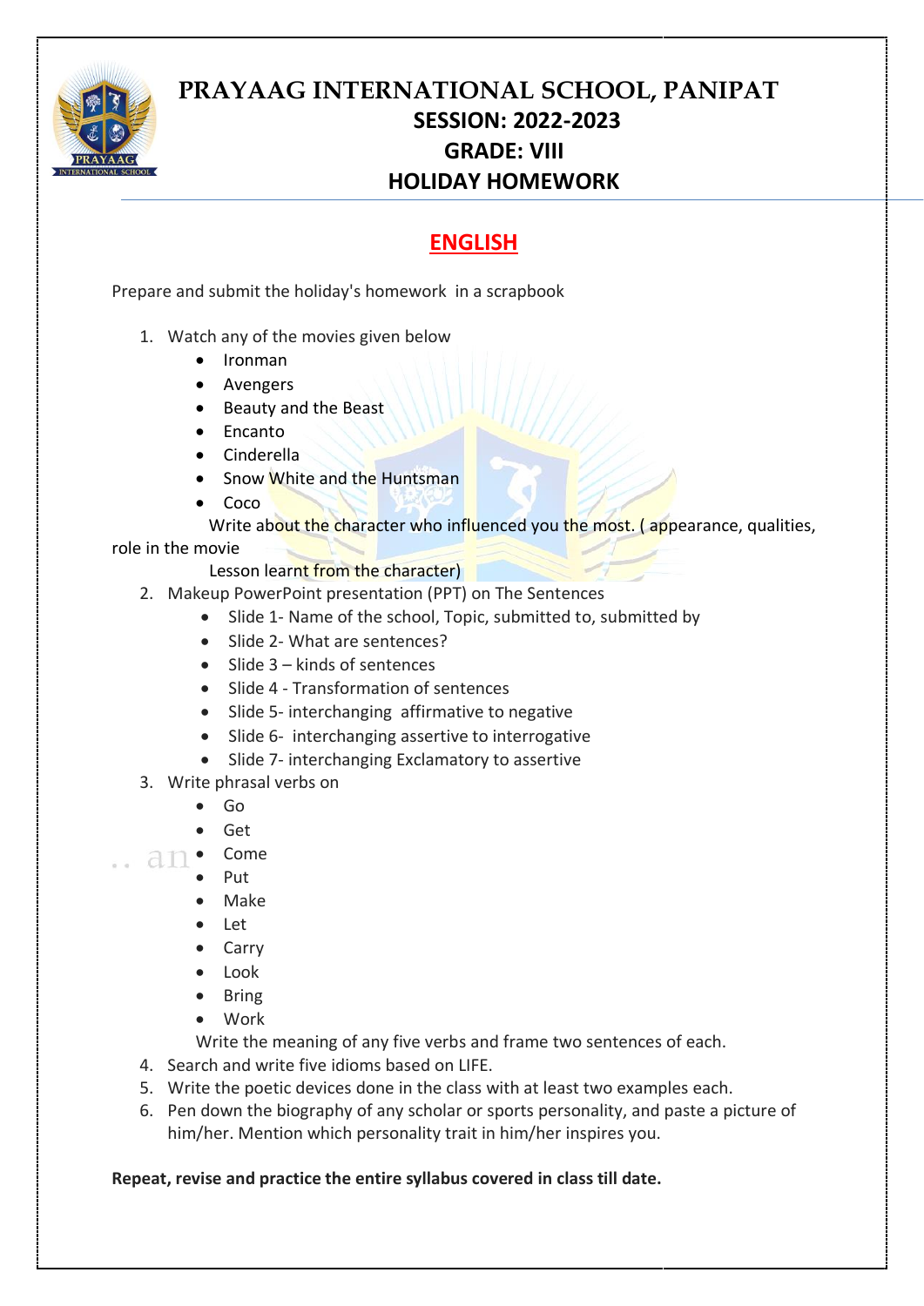# PRAYAAG INTERNATIONAL SCHOOL, PANIPAT

## SESSION: 2022-2023

## GRADE: VIII

## HOLIDAY HOMEWORK

## ENGLISH

Prepare and submit the holiday's homework in a scrapbook

1. Watch any of the movies given below
   - Ironman
   - Avengers
   - Beauty and the Beast
   - Encanto
   - Cinderella
   - Snow White and the Huntsman
   - Coco

   Write about the character who influenced you the most. ( appearance, qualities, role in the movie
   Lesson learnt from the character)
2. Makeup PowerPoint presentation (PPT) on The Sentences
   - Slide 1- Name of the school, Topic, submitted to, submitted by
   - Slide 2- What are sentences?
   - Slide 3 – kinds of sentences
   - Slide 4 - Transformation of sentences
   - Slide 5- interchanging affirmative to negative
   - Slide 6- interchanging assertive to interrogative
   - Slide 7- interchanging Exclamatory to assertive
3. Write phrasal verbs on
   - Go
   - Get
   - Come
   - Put
   - Make
   - Let
   - Carry
   - Look
   - Bring
   - Work

   Write the meaning of any five verbs and frame two sentences of each.
4. Search and write five idioms based on LIFE.
5. Write the poetic devices done in the class with at least two examples each.
6. Pen down the biography of any scholar or sports personality, and paste a picture of him/her. Mention which personality trait in him/her inspires you.

**Repeat, revise and practice the entire syllabus covered in class till date.**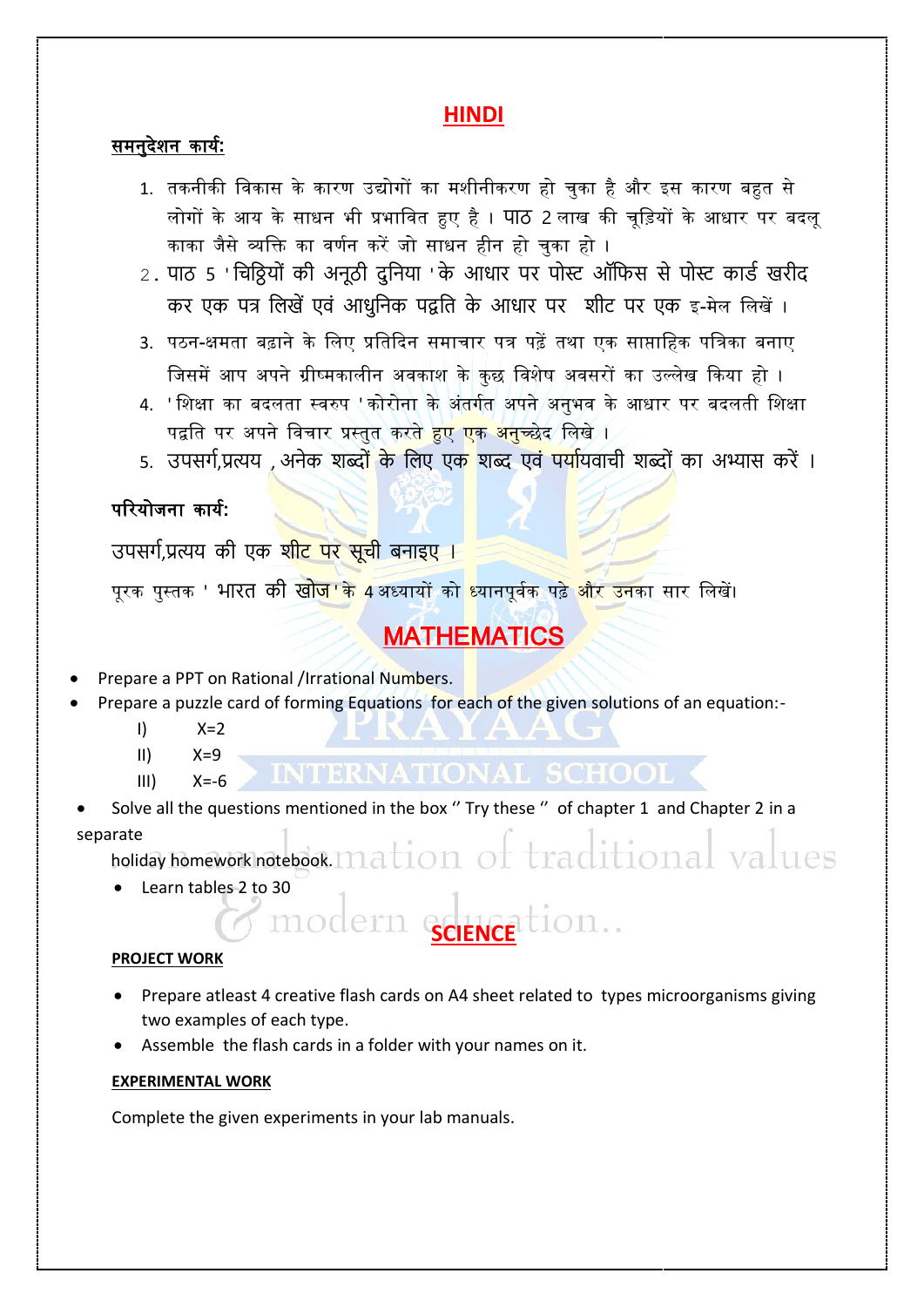## HINDI

**समनुदेशन कार्य:**

1. तकनीकी विकास के कारण उद्योगों का मशीनीकरण हो चुका है और इस कारण बहुत से लोगों के आय के साधन भी प्रभावित हुए है । पाठ 2 लाख की चूड़ियों के आधार पर बदलू काका जैसे व्यक्ति का वर्णन करें जो साधन हीन हो चुका हो ।
2. पाठ 5 'चिट्ठियों की अनूठी दुनिया' के आधार पर पोस्ट ऑफिस से पोस्ट कार्ड खरीद कर एक पत्र लिखें एवं आधुनिक पद्वति के आधार पर शीट पर एक इ-मेल लिखें ।
3. पठन-क्षमता बढ़ाने के लिए प्रतिदिन समाचार पत्र पढ़ें तथा एक साप्ताहिक पत्रिका बनाए जिसमें आप अपने ग्रीष्मकालीन अवकाश के कुछ विशेष अवसरों का उल्लेख किया हो ।
4. 'शिक्षा का बदलता स्वरुप' कोरोना के अंतर्गत अपने अनुभव के आधार पर बदलती शिक्षा पद्वति पर अपने विचार प्रस्तुत करते हुए एक अनुच्छेद लिखे ।
5. उपसर्ग,प्रत्यय , अनेक शब्दों के लिए एक शब्द एवं पर्यायवाची शब्दों का अभ्यास करें ।

**परियोजना कार्य:**

उपसर्ग,प्रत्यय की एक शीट पर सूची बनाइए ।

पूरक पुस्तक ' भारत की खोज' के 4 अध्यायों को ध्यानपूर्वक पढ़े और उनका सार लिखें।

## MATHEMATICS

- Prepare a PPT on Rational /Irrational Numbers.
- Prepare a puzzle card of forming Equations for each of the given solutions of an equation:-
  - I) $X=2$
  - II) $X=9$
  - III) $X=-6$
- Solve all the questions mentioned in the box " Try these " of chapter 1 and Chapter 2 in a separate holiday homework notebook.
- Learn tables 2 to 30

## SCIENCE

**PROJECT WORK**

- Prepare atleast 4 creative flash cards on A4 sheet related to types microorganisms giving two examples of each type.
- Assemble the flash cards in a folder with your names on it.

**EXPERIMENTAL WORK**

Complete the given experiments in your lab manuals.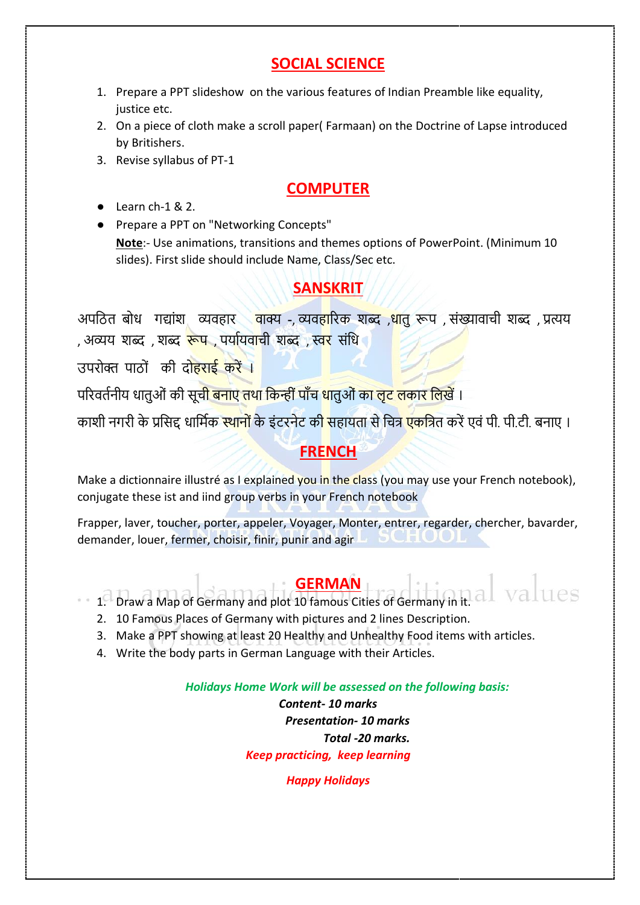## SOCIAL SCIENCE

1. Prepare a PPT slideshow on the various features of Indian Preamble like equality, justice etc.
2. On a piece of cloth make a scroll paper( Farmaan) on the Doctrine of Lapse introduced by Britishers.
3. Revise syllabus of PT-1

## COMPUTER

- Learn ch-1 & 2.
- Prepare a PPT on "Networking Concepts"
  **Note**:- Use animations, transitions and themes options of PowerPoint. (Minimum 10 slides). First slide should include Name, Class/Sec etc.

## SANSKRIT

अपठित बोध गद्यांश व्यवहार वाक्य -, व्यवहारिक शब्द ,धातु रूप , संख्यावाची शब्द , प्रत्यय , अव्यय शब्द , शब्द रूप , पर्यायवाची शब्द , स्वर संधि

उपरोक्त पाठों की दोहराई करें ।

परिवर्तनीय धातुओं की सूची बनाए तथा किन्हीं पाँच धातुओं का लृट लकार लिखें ।

काशी नगरी के प्रसिद्द धार्मिक स्थानों के इंटरनेट की सहायता से चित्र एकत्रित करें एवं पी. पी.टी. बनाए ।

## FRENCH

Make a dictionnaire illustré as I explained you in the class (you may use your French notebook), conjugate these ist and iind group verbs in your French notebook

Frapper, laver, toucher, porter, appeler, Voyager, Monter, entrer, regarder, chercher, bavarder, demander, louer, fermer, choisir, finir, punir and agir

## GERMAN

1. Draw a Map of Germany and plot 10 famous Cities of Germany in it.
2. 10 Famous Places of Germany with pictures and 2 lines Description.
3. Make a PPT showing at least 20 Healthy and Unhealthy Food items with articles.
4. Write the body parts in German Language with their Articles.

***Holidays Home Work will be assessed on the following basis:***

***Content- 10 marks***

***Presentation- 10 marks***

***Total -20 marks.***

***Keep practicing, keep learning***

***Happy Holidays***